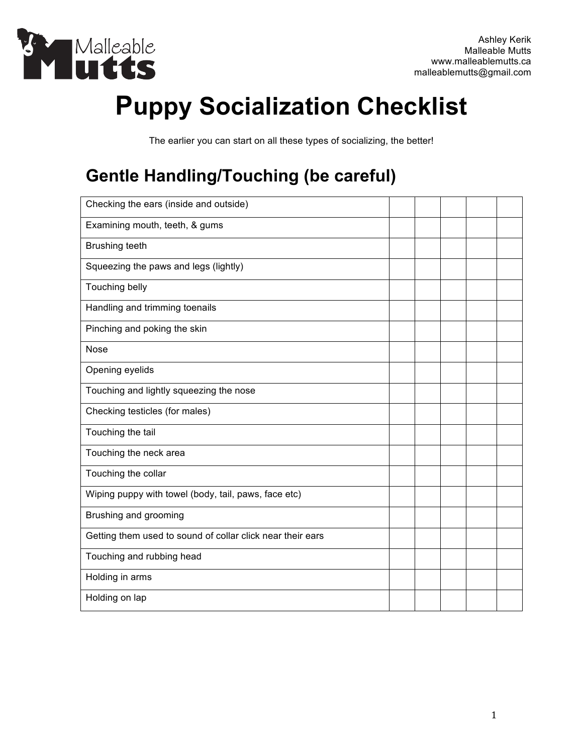Ashley Kerik
Malleable Mutts
www.malleablemutts.ca
malleablemutts@gmail.com

# Puppy Socialization Checklist

The earlier you can start on all these types of socializing, the better!

## Gentle Handling/Touching (be careful)

| | | | | | |
|---|---|---|---|---|---|
| Checking the ears (inside and outside) | | | | | |
| Examining mouth, teeth, & gums | | | | | |
| Brushing teeth | | | | | |
| Squeezing the paws and legs (lightly) | | | | | |
| Touching belly | | | | | |
| Handling and trimming toenails | | | | | |
| Pinching and poking the skin | | | | | |
| Nose | | | | | |
| Opening eyelids | | | | | |
| Touching and lightly squeezing the nose | | | | | |
| Checking testicles (for males) | | | | | |
| Touching the tail | | | | | |
| Touching the neck area | | | | | |
| Touching the collar | | | | | |
| Wiping puppy with towel (body, tail, paws, face etc) | | | | | |
| Brushing and grooming | | | | | |
| Getting them used to sound of collar click near their ears | | | | | |
| Touching and rubbing head | | | | | |
| Holding in arms | | | | | |
| Holding on lap | | | | | |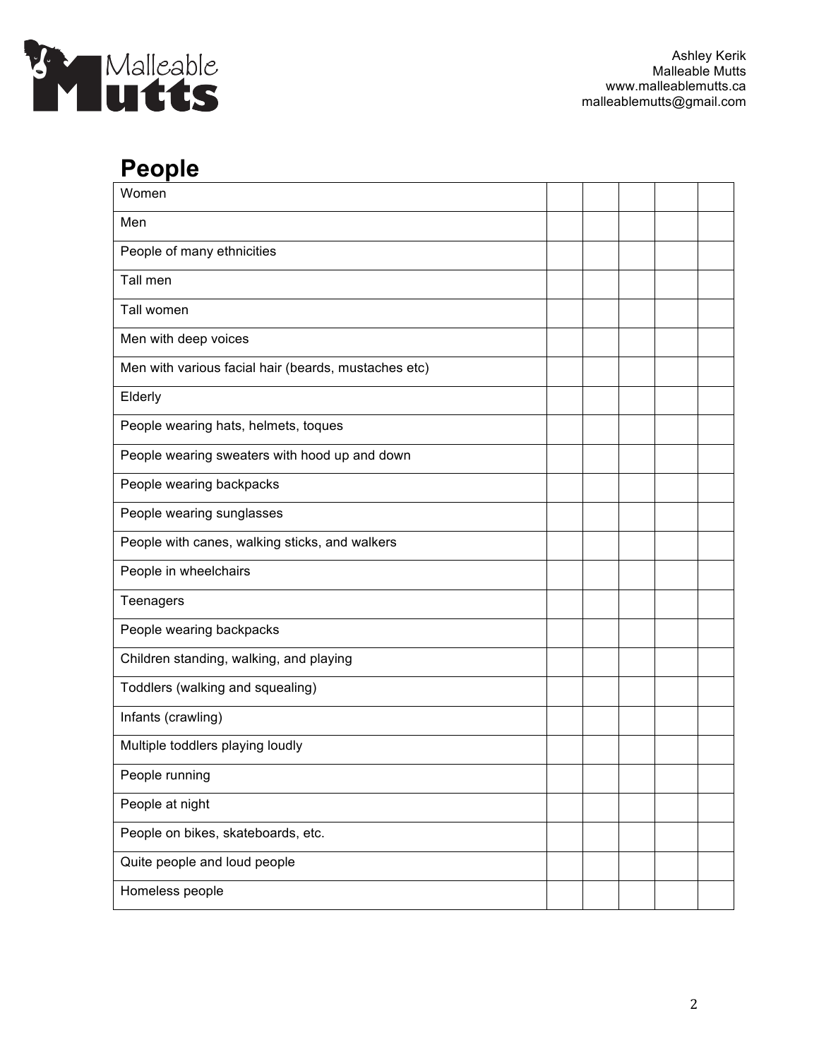## People

| | | | | | |
|---|---|---|---|---|---|
| Women | | | | | |
| Men | | | | | |
| People of many ethnicities | | | | | |
| Tall men | | | | | |
| Tall women | | | | | |
| Men with deep voices | | | | | |
| Men with various facial hair (beards, mustaches etc) | | | | | |
| Elderly | | | | | |
| People wearing hats, helmets, toques | | | | | |
| People wearing sweaters with hood up and down | | | | | |
| People wearing backpacks | | | | | |
| People wearing sunglasses | | | | | |
| People with canes, walking sticks, and walkers | | | | | |
| People in wheelchairs | | | | | |
| Teenagers | | | | | |
| People wearing backpacks | | | | | |
| Children standing, walking, and playing | | | | | |
| Toddlers (walking and squealing) | | | | | |
| Infants (crawling) | | | | | |
| Multiple toddlers playing loudly | | | | | |
| People running | | | | | |
| People at night | | | | | |
| People on bikes, skateboards, etc. | | | | | |
| Quite people and loud people | | | | | |
| Homeless people | | | | | |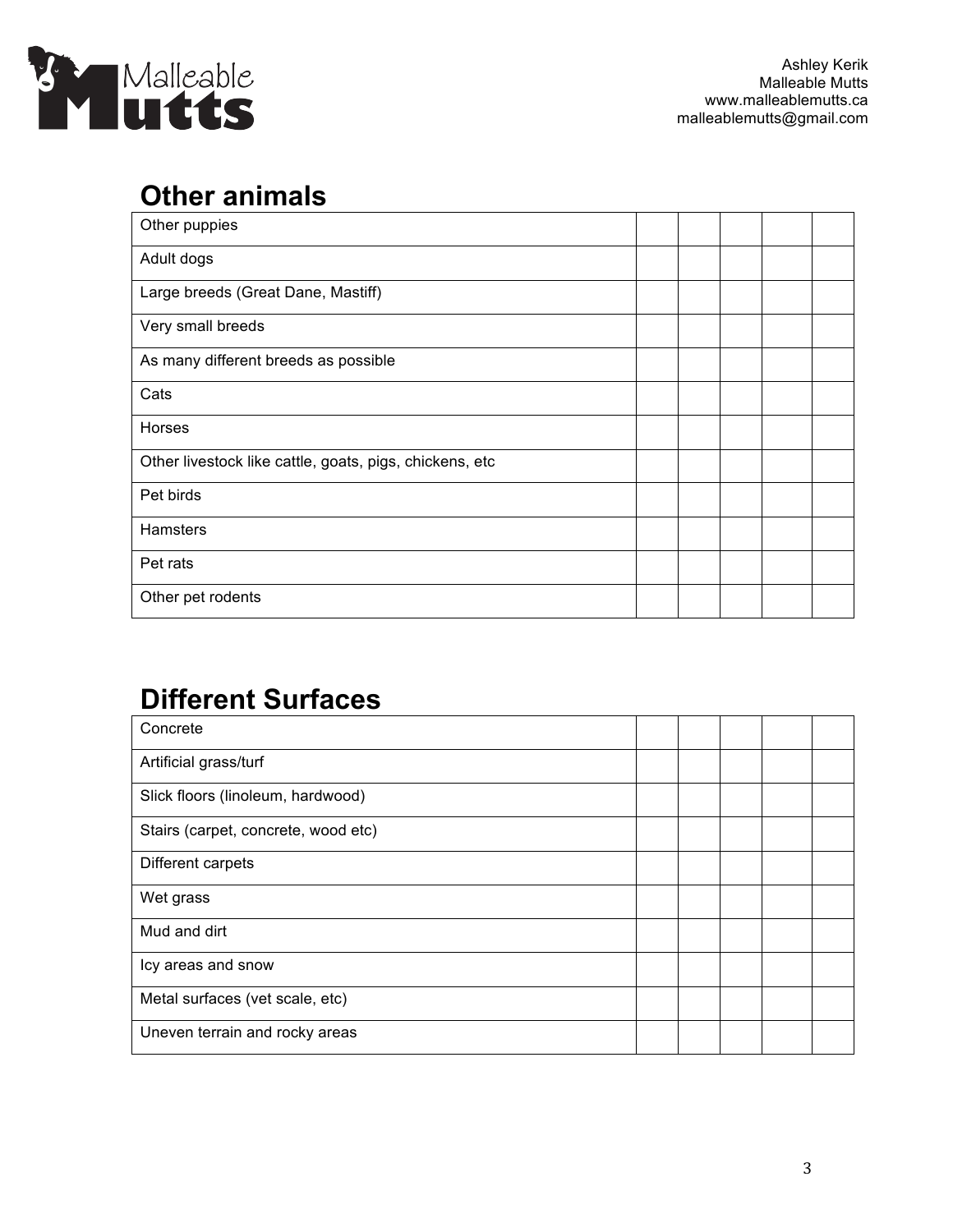## Other animals

| Other puppies | | | | | |
|---|---|---|---|---|---|
| Adult dogs | | | | | |
| Large breeds (Great Dane, Mastiff) | | | | | |
| Very small breeds | | | | | |
| As many different breeds as possible | | | | | |
| Cats | | | | | |
| Horses | | | | | |
| Other livestock like cattle, goats, pigs, chickens, etc | | | | | |
| Pet birds | | | | | |
| Hamsters | | | | | |
| Pet rats | | | | | |
| Other pet rodents | | | | | |

## Different Surfaces

| Concrete | | | | | |
|---|---|---|---|---|---|
| Artificial grass/turf | | | | | |
| Slick floors (linoleum, hardwood) | | | | | |
| Stairs (carpet, concrete, wood etc) | | | | | |
| Different carpets | | | | | |
| Wet grass | | | | | |
| Mud and dirt | | | | | |
| Icy areas and snow | | | | | |
| Metal surfaces (vet scale, etc) | | | | | |
| Uneven terrain and rocky areas | | | | | |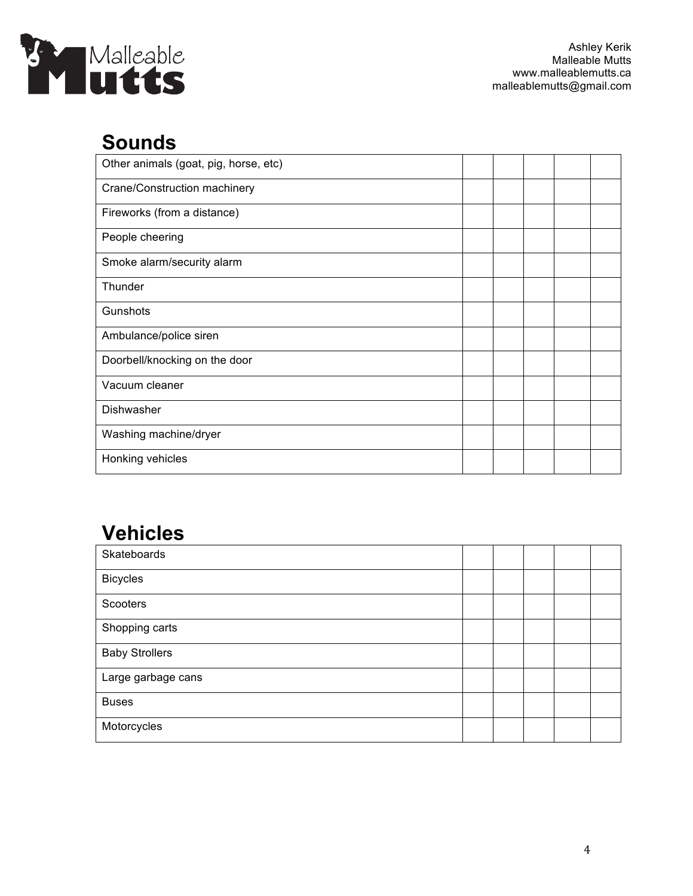## Sounds

| Other animals (goat, pig, horse, etc) | | | | | |
|---|---|---|---|---|---|
| Crane/Construction machinery | | | | | |
| Fireworks (from a distance) | | | | | |
| People cheering | | | | | |
| Smoke alarm/security alarm | | | | | |
| Thunder | | | | | |
| Gunshots | | | | | |
| Ambulance/police siren | | | | | |
| Doorbell/knocking on the door | | | | | |
| Vacuum cleaner | | | | | |
| Dishwasher | | | | | |
| Washing machine/dryer | | | | | |
| Honking vehicles | | | | | |

## Vehicles

| Skateboards | | | | | |
|---|---|---|---|---|---|
| Bicycles | | | | | |
| Scooters | | | | | |
| Shopping carts | | | | | |
| Baby Strollers | | | | | |
| Large garbage cans | | | | | |
| Buses | | | | | |
| Motorcycles | | | | | |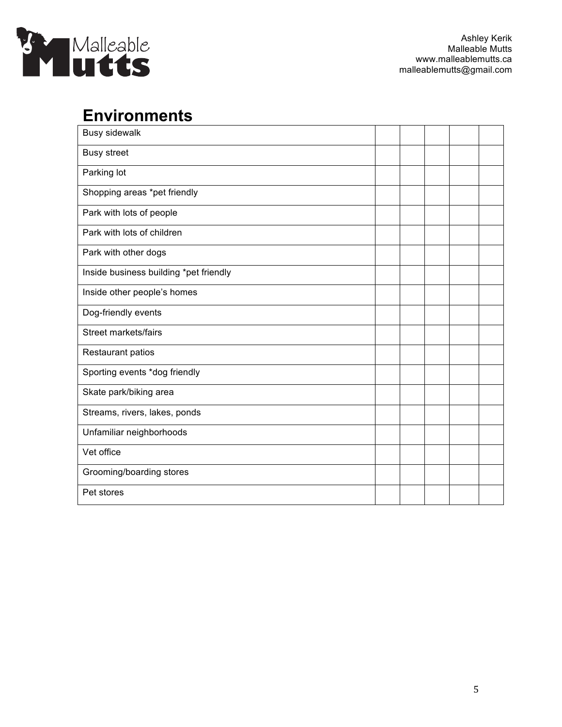## Environments

| | | | | | |
|---|---|---|---|---|---|
| Busy sidewalk | | | | | |
| Busy street | | | | | |
| Parking lot | | | | | |
| Shopping areas *pet friendly | | | | | |
| Park with lots of people | | | | | |
| Park with lots of children | | | | | |
| Park with other dogs | | | | | |
| Inside business building *pet friendly | | | | | |
| Inside other people's homes | | | | | |
| Dog-friendly events | | | | | |
| Street markets/fairs | | | | | |
| Restaurant patios | | | | | |
| Sporting events *dog friendly | | | | | |
| Skate park/biking area | | | | | |
| Streams, rivers, lakes, ponds | | | | | |
| Unfamiliar neighborhoods | | | | | |
| Vet office | | | | | |
| Grooming/boarding stores | | | | | |
| Pet stores | | | | | |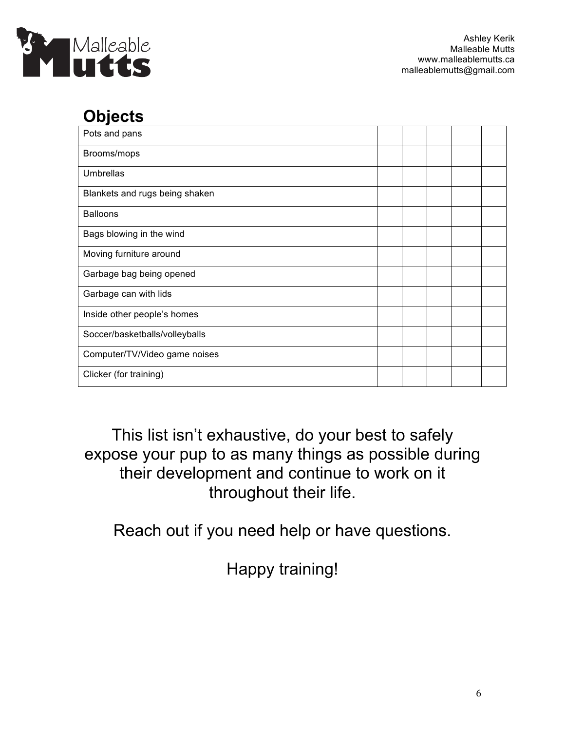## Objects

| | | | | | |
|---|---|---|---|---|---|
| Pots and pans | | | | | |
| Brooms/mops | | | | | |
| Umbrellas | | | | | |
| Blankets and rugs being shaken | | | | | |
| Balloons | | | | | |
| Bags blowing in the wind | | | | | |
| Moving furniture around | | | | | |
| Garbage bag being opened | | | | | |
| Garbage can with lids | | | | | |
| Inside other people's homes | | | | | |
| Soccer/basketballs/volleyballs | | | | | |
| Computer/TV/Video game noises | | | | | |
| Clicker (for training) | | | | | |

This list isn't exhaustive, do your best to safely expose your pup to as many things as possible during their development and continue to work on it throughout their life.

Reach out if you need help or have questions.

Happy training!